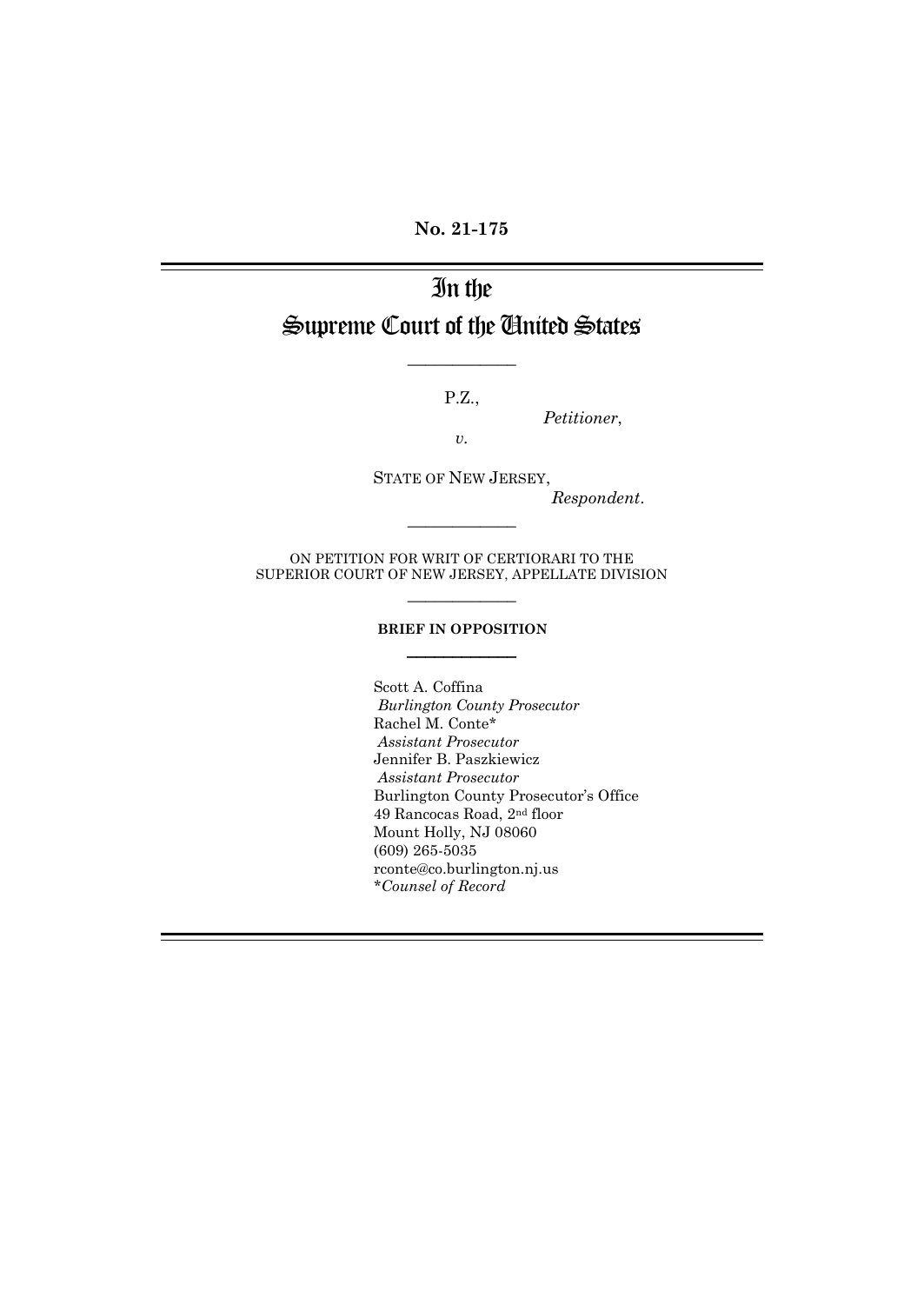**No. 21-175**

# In the Supreme Court of the United States

P.Z.,

*Petitioner*,

*v.*

STATE OF NEW JERSEY,

*Respondent*.

ON PETITION FOR WRIT OF CERTIORARI TO THE SUPERIOR COURT OF NEW JERSEY, APPELLATE DIVISION

**BRIEF IN OPPOSITION**

Scott A. Coffina
*Burlington County Prosecutor*
Rachel M. Conte*
*Assistant Prosecutor*
Jennifer B. Paszkiewicz
*Assistant Prosecutor*
Burlington County Prosecutor's Office
49 Rancocas Road, 2nd floor
Mount Holly, NJ 08060
(609) 265-5035
rconte@co.burlington.nj.us
**Counsel of Record*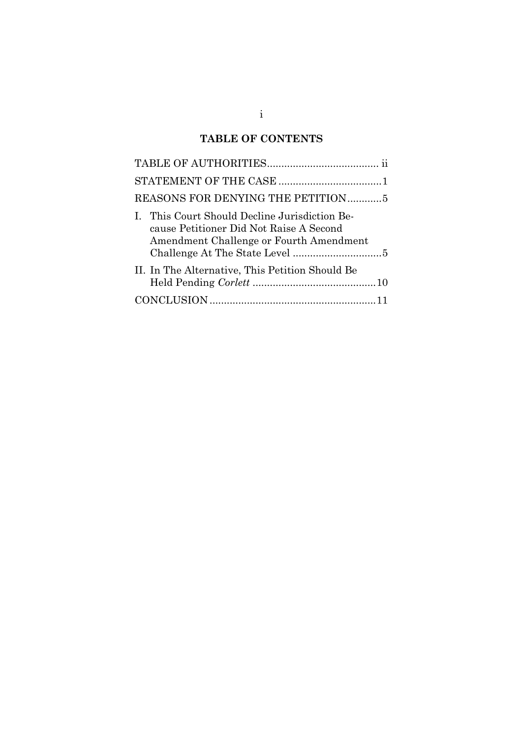## TABLE OF CONTENTS

TABLE OF AUTHORITIES....................................... ii

STATEMENT OF THE CASE ....................................1

REASONS FOR DENYING THE PETITION............5

I. This Court Should Decline Jurisdiction Because Petitioner Did Not Raise A Second Amendment Challenge or Fourth Amendment Challenge At The State Level ...............................5

II. In The Alternative, This Petition Should Be Held Pending *Corlett* ...........................................10

CONCLUSION..........................................................11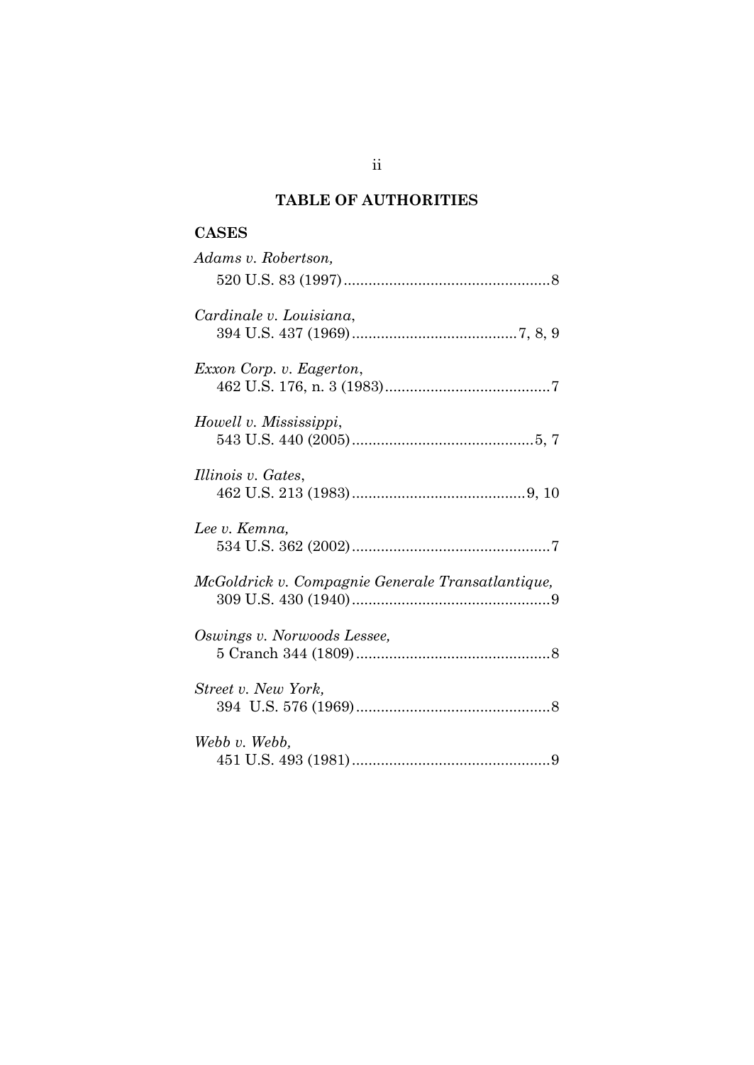## TABLE OF AUTHORITIES

### CASES

*Adams v. Robertson*,
520 U.S. 83 (1997)..................................................8

*Cardinale v. Louisiana*,
394 U.S. 437 (1969)........................................7, 8, 9

*Exxon Corp. v. Eagerton*,
462 U.S. 176, n. 3 (1983)........................................7

*Howell v. Mississippi*,
543 U.S. 440 (2005)............................................5, 7

*Illinois v. Gates*,
462 U.S. 213 (1983)..........................................9, 10

*Lee v. Kemna*,
534 U.S. 362 (2002)................................................7

*McGoldrick v. Compagnie Generale Transatlantique*,
309 U.S. 430 (1940)................................................9

*Oswings v. Norwoods Lessee*,
5 Cranch 344 (1809)...............................................8

*Street v. New York*,
394 U.S. 576 (1969)...............................................8

*Webb v. Webb*,
451 U.S. 493 (1981)................................................9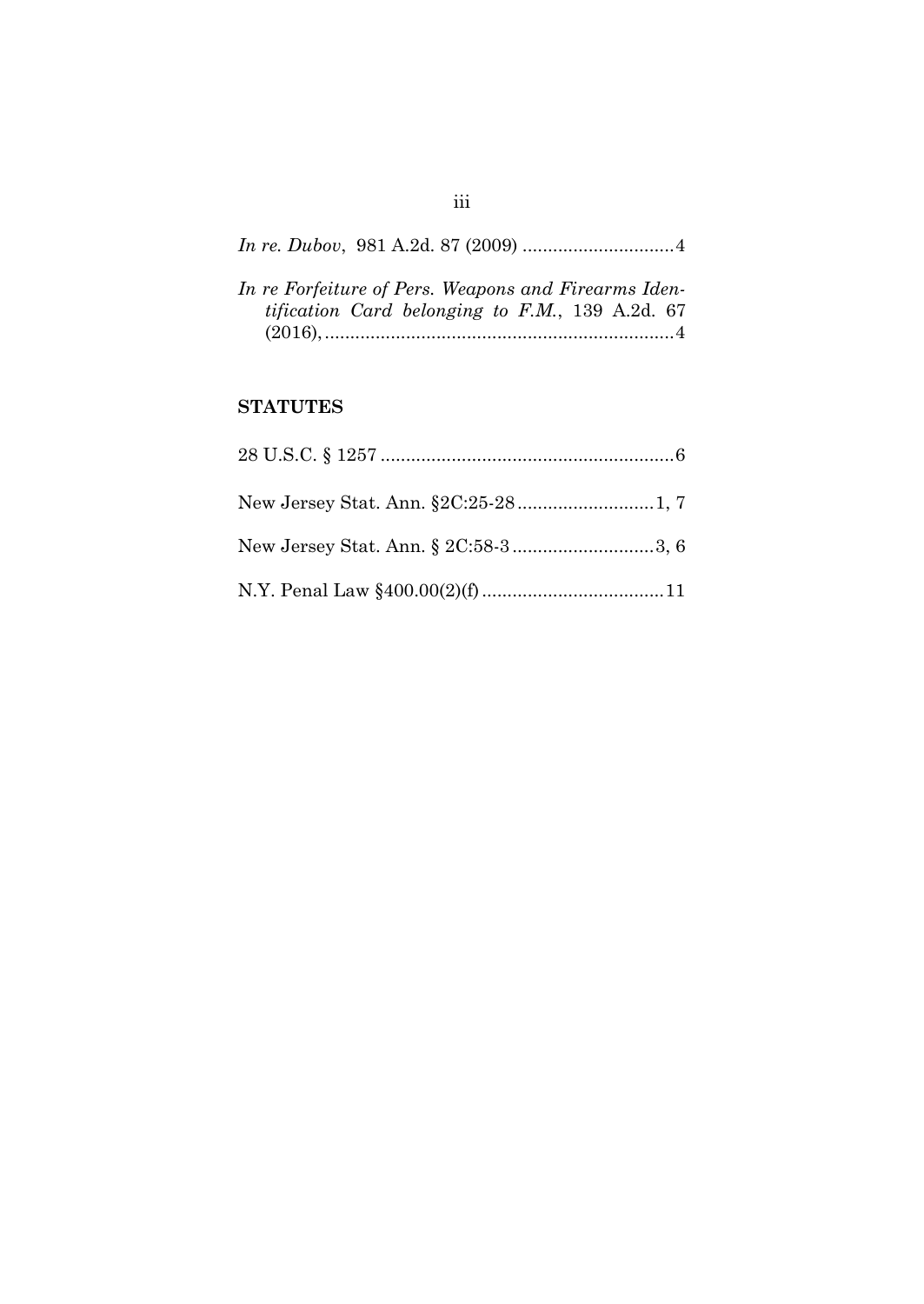*In re. Dubov*, 981 A.2d. 87 (2009) ..............................4

*In re Forfeiture of Pers. Weapons and Firearms Identification Card belonging to F.M.*, 139 A.2d. 67 (2016), .....................................................................4

**STATUTES**

28 U.S.C. § 1257 ..........................................................6

New Jersey Stat. Ann. §2C:25-28...........................1, 7

New Jersey Stat. Ann. § 2C:58-3............................3, 6

N.Y. Penal Law §400.00(2)(f) ....................................11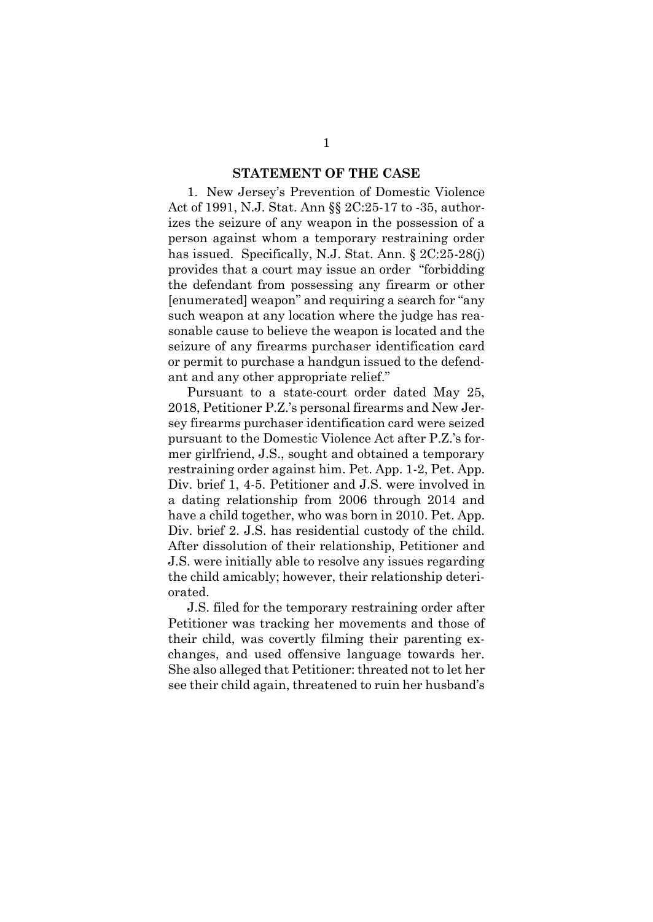## STATEMENT OF THE CASE

1. New Jersey's Prevention of Domestic Violence Act of 1991, N.J. Stat. Ann §§ 2C:25-17 to -35, authorizes the seizure of any weapon in the possession of a person against whom a temporary restraining order has issued. Specifically, N.J. Stat. Ann. § 2C:25-28(j) provides that a court may issue an order "forbidding the defendant from possessing any firearm or other [enumerated] weapon" and requiring a search for "any such weapon at any location where the judge has reasonable cause to believe the weapon is located and the seizure of any firearms purchaser identification card or permit to purchase a handgun issued to the defendant and any other appropriate relief."

Pursuant to a state-court order dated May 25, 2018, Petitioner P.Z.'s personal firearms and New Jersey firearms purchaser identification card were seized pursuant to the Domestic Violence Act after P.Z.'s former girlfriend, J.S., sought and obtained a temporary restraining order against him. Pet. App. 1-2, Pet. App. Div. brief 1, 4-5. Petitioner and J.S. were involved in a dating relationship from 2006 through 2014 and have a child together, who was born in 2010. Pet. App. Div. brief 2. J.S. has residential custody of the child. After dissolution of their relationship, Petitioner and J.S. were initially able to resolve any issues regarding the child amicably; however, their relationship deteriorated.

J.S. filed for the temporary restraining order after Petitioner was tracking her movements and those of their child, was covertly filming their parenting exchanges, and used offensive language towards her. She also alleged that Petitioner: threated not to let her see their child again, threatened to ruin her husband's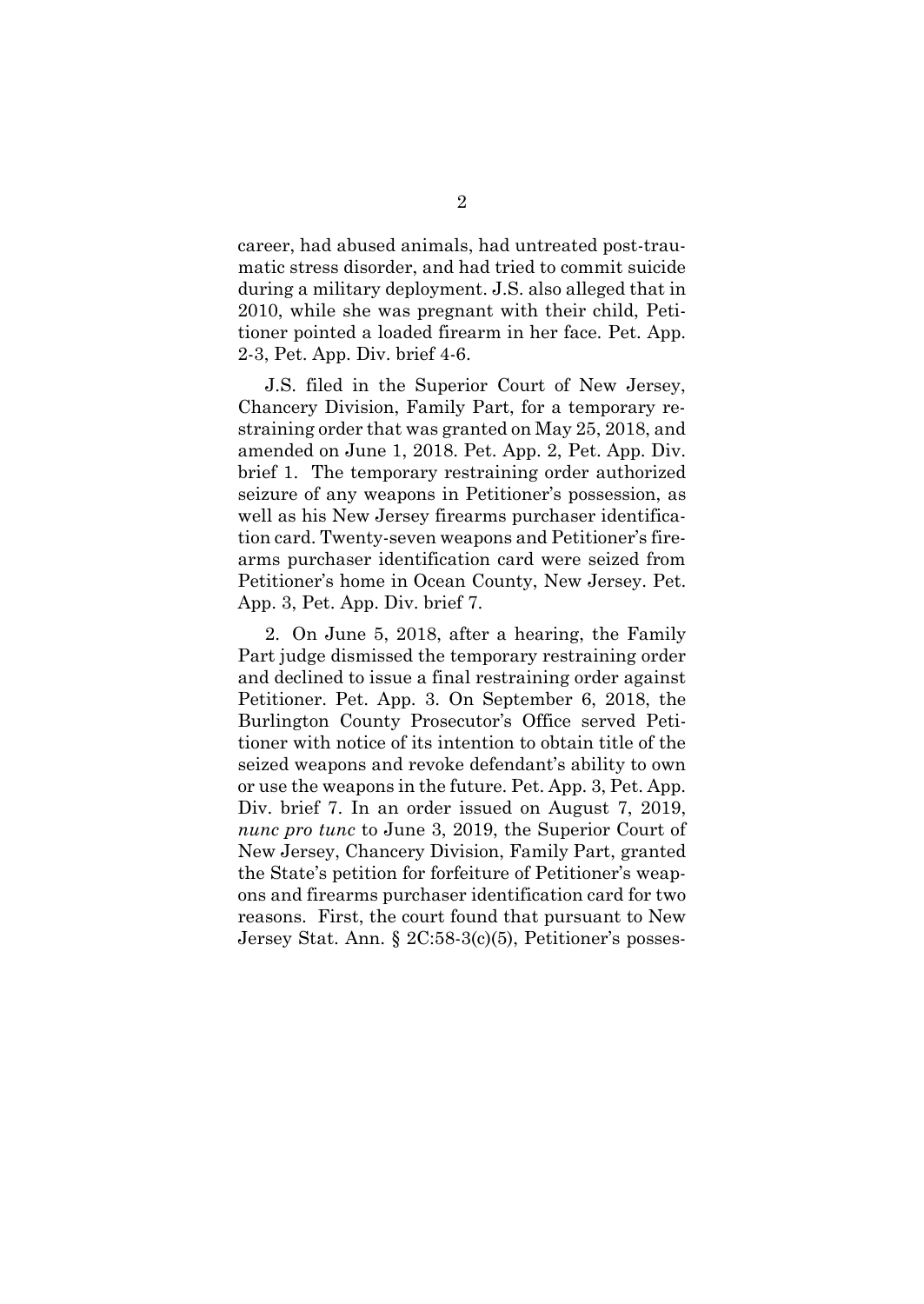career, had abused animals, had untreated post-traumatic stress disorder, and had tried to commit suicide during a military deployment. J.S. also alleged that in 2010, while she was pregnant with their child, Petitioner pointed a loaded firearm in her face. Pet. App. 2-3, Pet. App. Div. brief 4-6.

J.S. filed in the Superior Court of New Jersey, Chancery Division, Family Part, for a temporary restraining order that was granted on May 25, 2018, and amended on June 1, 2018. Pet. App. 2, Pet. App. Div. brief 1. The temporary restraining order authorized seizure of any weapons in Petitioner's possession, as well as his New Jersey firearms purchaser identification card. Twenty-seven weapons and Petitioner's firearms purchaser identification card were seized from Petitioner's home in Ocean County, New Jersey. Pet. App. 3, Pet. App. Div. brief 7.

2. On June 5, 2018, after a hearing, the Family Part judge dismissed the temporary restraining order and declined to issue a final restraining order against Petitioner. Pet. App. 3. On September 6, 2018, the Burlington County Prosecutor's Office served Petitioner with notice of its intention to obtain title of the seized weapons and revoke defendant's ability to own or use the weapons in the future. Pet. App. 3, Pet. App. Div. brief 7. In an order issued on August 7, 2019, *nunc pro tunc* to June 3, 2019, the Superior Court of New Jersey, Chancery Division, Family Part, granted the State's petition for forfeiture of Petitioner's weapons and firearms purchaser identification card for two reasons. First, the court found that pursuant to New Jersey Stat. Ann. § 2C:58-3(c)(5), Petitioner's posses-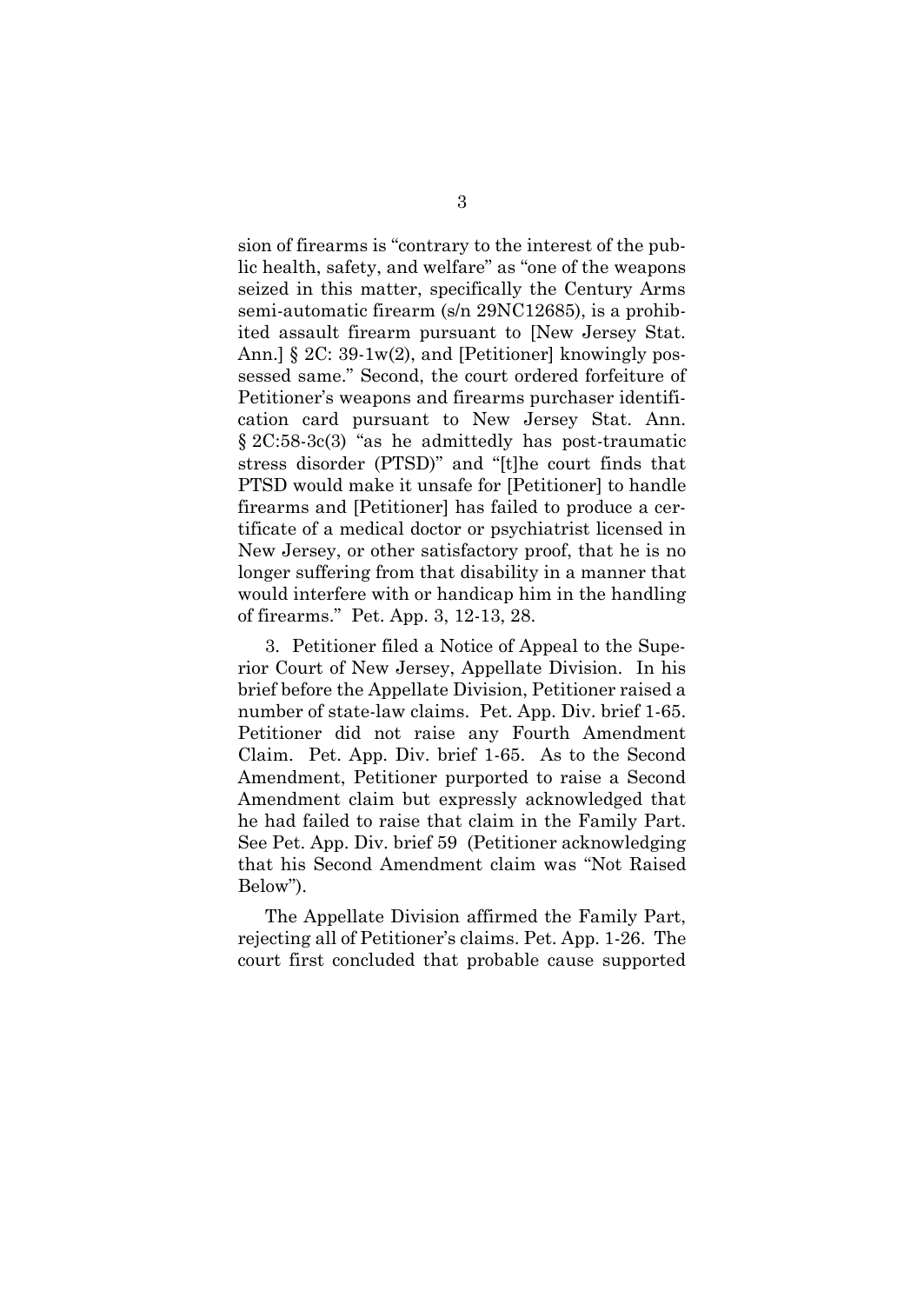sion of firearms is "contrary to the interest of the public health, safety, and welfare" as "one of the weapons seized in this matter, specifically the Century Arms semi-automatic firearm (s/n 29NC12685), is a prohibited assault firearm pursuant to [New Jersey Stat. Ann.] § 2C: 39-1w(2), and [Petitioner] knowingly possessed same." Second, the court ordered forfeiture of Petitioner's weapons and firearms purchaser identification card pursuant to New Jersey Stat. Ann. § 2C:58-3c(3) "as he admittedly has post-traumatic stress disorder (PTSD)" and "[t]he court finds that PTSD would make it unsafe for [Petitioner] to handle firearms and [Petitioner] has failed to produce a certificate of a medical doctor or psychiatrist licensed in New Jersey, or other satisfactory proof, that he is no longer suffering from that disability in a manner that would interfere with or handicap him in the handling of firearms." Pet. App. 3, 12-13, 28.

3. Petitioner filed a Notice of Appeal to the Superior Court of New Jersey, Appellate Division. In his brief before the Appellate Division, Petitioner raised a number of state-law claims. Pet. App. Div. brief 1-65. Petitioner did not raise any Fourth Amendment Claim. Pet. App. Div. brief 1-65. As to the Second Amendment, Petitioner purported to raise a Second Amendment claim but expressly acknowledged that he had failed to raise that claim in the Family Part. See Pet. App. Div. brief 59 (Petitioner acknowledging that his Second Amendment claim was "Not Raised Below").

The Appellate Division affirmed the Family Part, rejecting all of Petitioner's claims. Pet. App. 1-26. The court first concluded that probable cause supported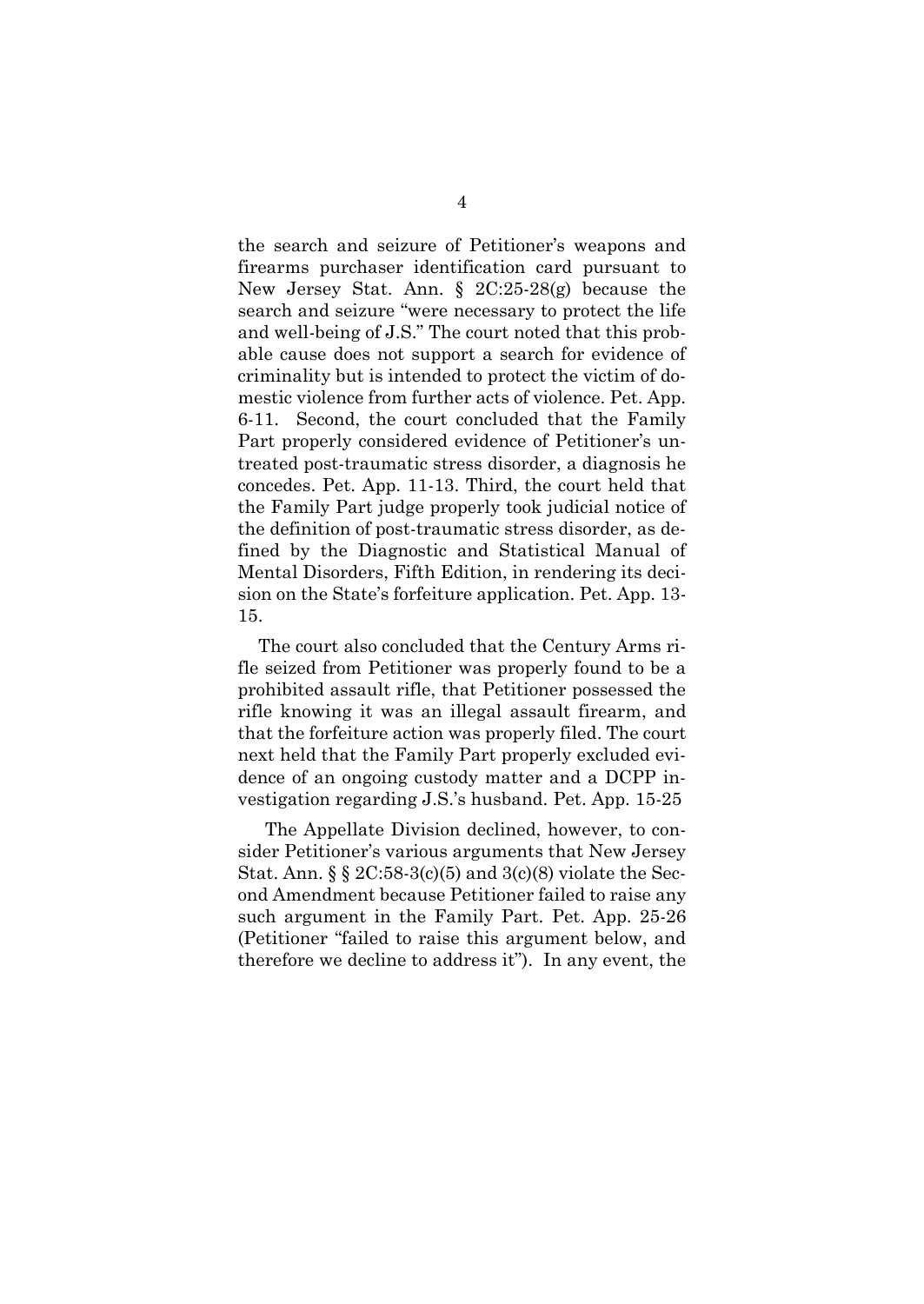the search and seizure of Petitioner's weapons and firearms purchaser identification card pursuant to New Jersey Stat. Ann. § 2C:25-28(g) because the search and seizure "were necessary to protect the life and well-being of J.S." The court noted that this probable cause does not support a search for evidence of criminality but is intended to protect the victim of domestic violence from further acts of violence. Pet. App. 6-11. Second, the court concluded that the Family Part properly considered evidence of Petitioner's untreated post-traumatic stress disorder, a diagnosis he concedes. Pet. App. 11-13. Third, the court held that the Family Part judge properly took judicial notice of the definition of post-traumatic stress disorder, as defined by the Diagnostic and Statistical Manual of Mental Disorders, Fifth Edition, in rendering its decision on the State's forfeiture application. Pet. App. 13-15.

The court also concluded that the Century Arms rifle seized from Petitioner was properly found to be a prohibited assault rifle, that Petitioner possessed the rifle knowing it was an illegal assault firearm, and that the forfeiture action was properly filed. The court next held that the Family Part properly excluded evidence of an ongoing custody matter and a DCPP investigation regarding J.S.'s husband. Pet. App. 15-25

The Appellate Division declined, however, to consider Petitioner's various arguments that New Jersey Stat. Ann. § § 2C:58-3(c)(5) and 3(c)(8) violate the Second Amendment because Petitioner failed to raise any such argument in the Family Part. Pet. App. 25-26 (Petitioner "failed to raise this argument below, and therefore we decline to address it"). In any event, the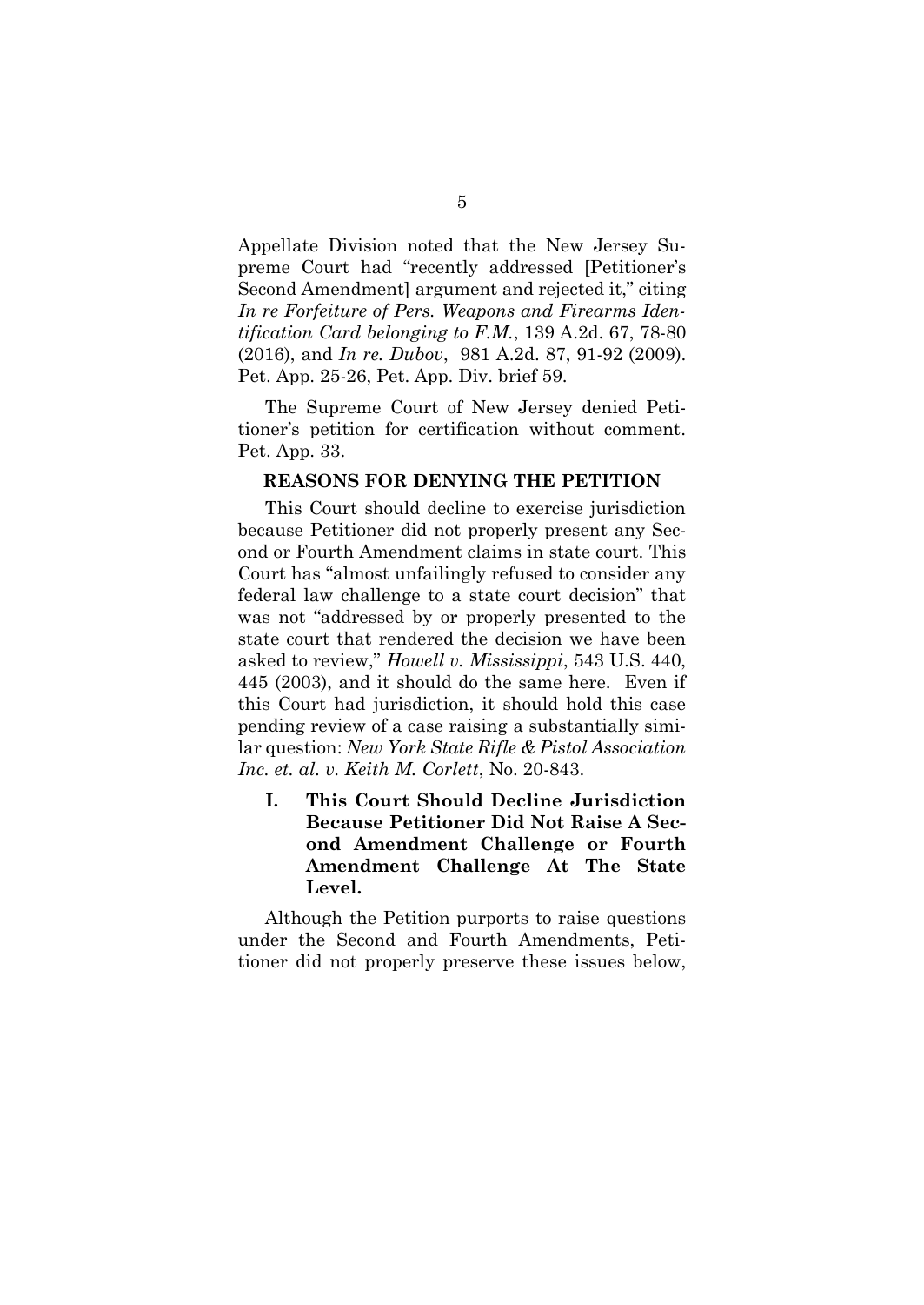Appellate Division noted that the New Jersey Supreme Court had "recently addressed [Petitioner's Second Amendment] argument and rejected it," citing *In re Forfeiture of Pers. Weapons and Firearms Identification Card belonging to F.M.*, 139 A.2d. 67, 78-80 (2016), and *In re. Dubov*, 981 A.2d. 87, 91-92 (2009). Pet. App. 25-26, Pet. App. Div. brief 59.

The Supreme Court of New Jersey denied Petitioner's petition for certification without comment. Pet. App. 33.

## REASONS FOR DENYING THE PETITION

This Court should decline to exercise jurisdiction because Petitioner did not properly present any Second or Fourth Amendment claims in state court. This Court has "almost unfailingly refused to consider any federal law challenge to a state court decision" that was not "addressed by or properly presented to the state court that rendered the decision we have been asked to review," *Howell v. Mississippi*, 543 U.S. 440, 445 (2003), and it should do the same here. Even if this Court had jurisdiction, it should hold this case pending review of a case raising a substantially similar question: *New York State Rifle & Pistol Association Inc. et. al. v. Keith M. Corlett*, No. 20-843.

### I. This Court Should Decline Jurisdiction Because Petitioner Did Not Raise A Second Amendment Challenge or Fourth Amendment Challenge At The State Level.

Although the Petition purports to raise questions under the Second and Fourth Amendments, Petitioner did not properly preserve these issues below,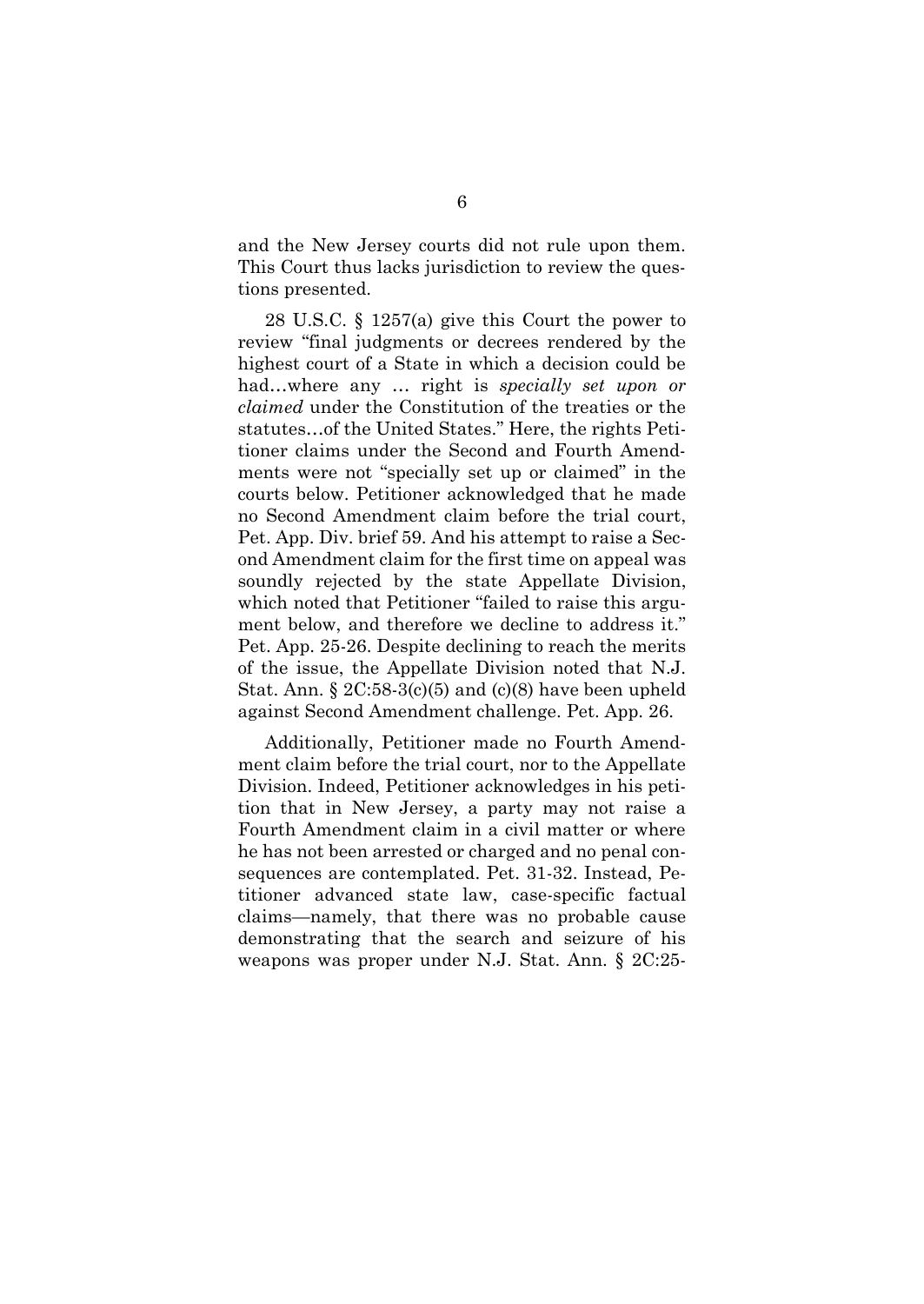and the New Jersey courts did not rule upon them. This Court thus lacks jurisdiction to review the questions presented.

28 U.S.C. § 1257(a) give this Court the power to review "final judgments or decrees rendered by the highest court of a State in which a decision could be had…where any … right is *specially set upon or claimed* under the Constitution of the treaties or the statutes…of the United States." Here, the rights Petitioner claims under the Second and Fourth Amendments were not "specially set up or claimed" in the courts below. Petitioner acknowledged that he made no Second Amendment claim before the trial court, Pet. App. Div. brief 59. And his attempt to raise a Second Amendment claim for the first time on appeal was soundly rejected by the state Appellate Division, which noted that Petitioner "failed to raise this argument below, and therefore we decline to address it." Pet. App. 25-26. Despite declining to reach the merits of the issue, the Appellate Division noted that N.J. Stat. Ann. § 2C:58-3(c)(5) and (c)(8) have been upheld against Second Amendment challenge. Pet. App. 26.

Additionally, Petitioner made no Fourth Amendment claim before the trial court, nor to the Appellate Division. Indeed, Petitioner acknowledges in his petition that in New Jersey, a party may not raise a Fourth Amendment claim in a civil matter or where he has not been arrested or charged and no penal consequences are contemplated. Pet. 31-32. Instead, Petitioner advanced state law, case-specific factual claims—namely, that there was no probable cause demonstrating that the search and seizure of his weapons was proper under N.J. Stat. Ann. § 2C:25-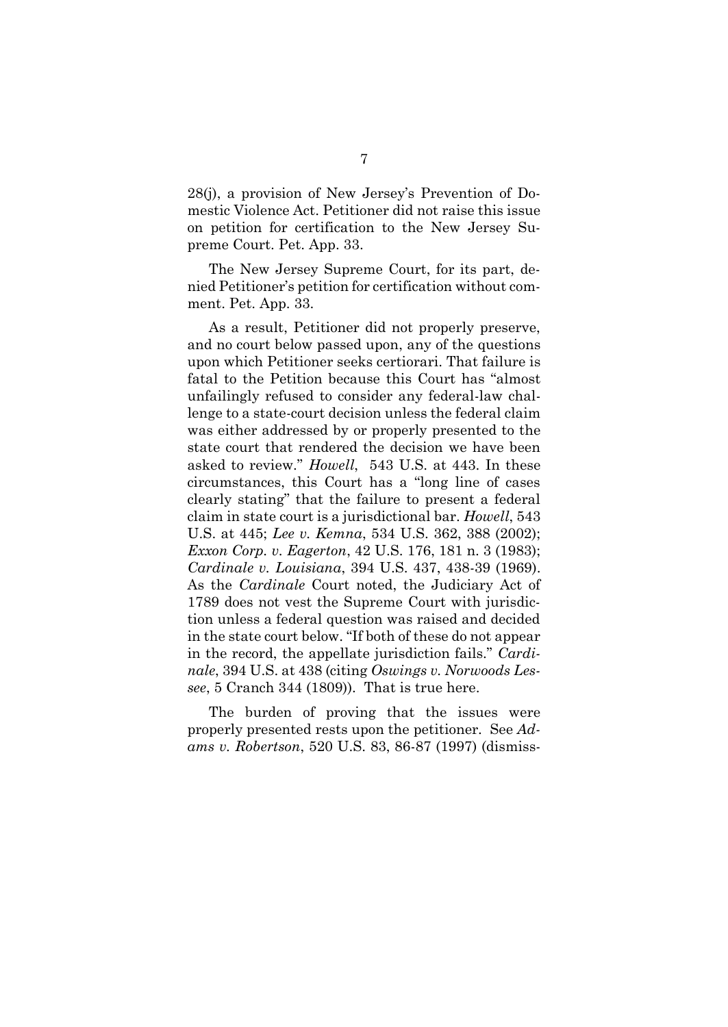28(j), a provision of New Jersey's Prevention of Domestic Violence Act. Petitioner did not raise this issue on petition for certification to the New Jersey Supreme Court. Pet. App. 33.

The New Jersey Supreme Court, for its part, denied Petitioner's petition for certification without comment. Pet. App. 33.

As a result, Petitioner did not properly preserve, and no court below passed upon, any of the questions upon which Petitioner seeks certiorari. That failure is fatal to the Petition because this Court has "almost unfailingly refused to consider any federal-law challenge to a state-court decision unless the federal claim was either addressed by or properly presented to the state court that rendered the decision we have been asked to review." *Howell*, 543 U.S. at 443. In these circumstances, this Court has a "long line of cases clearly stating" that the failure to present a federal claim in state court is a jurisdictional bar. *Howell*, 543 U.S. at 445; *Lee v. Kemna*, 534 U.S. 362, 388 (2002); *Exxon Corp. v. Eagerton*, 42 U.S. 176, 181 n. 3 (1983); *Cardinale v. Louisiana*, 394 U.S. 437, 438-39 (1969). As the *Cardinale* Court noted, the Judiciary Act of 1789 does not vest the Supreme Court with jurisdiction unless a federal question was raised and decided in the state court below. "If both of these do not appear in the record, the appellate jurisdiction fails." *Cardinale*, 394 U.S. at 438 (citing *Oswings v. Norwoods Lessee*, 5 Cranch 344 (1809)). That is true here.

The burden of proving that the issues were properly presented rests upon the petitioner. See *Adams v. Robertson*, 520 U.S. 83, 86-87 (1997) (dismiss-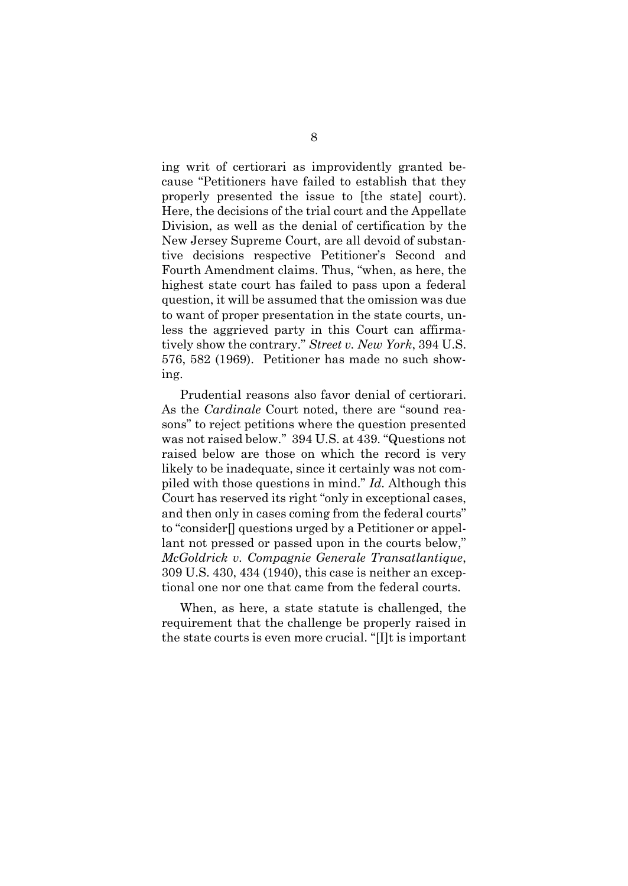ing writ of certiorari as improvidently granted because "Petitioners have failed to establish that they properly presented the issue to [the state] court). Here, the decisions of the trial court and the Appellate Division, as well as the denial of certification by the New Jersey Supreme Court, are all devoid of substantive decisions respective Petitioner's Second and Fourth Amendment claims. Thus, "when, as here, the highest state court has failed to pass upon a federal question, it will be assumed that the omission was due to want of proper presentation in the state courts, unless the aggrieved party in this Court can affirmatively show the contrary." *Street v. New York*, 394 U.S. 576, 582 (1969). Petitioner has made no such showing.

Prudential reasons also favor denial of certiorari. As the *Cardinale* Court noted, there are "sound reasons" to reject petitions where the question presented was not raised below." 394 U.S. at 439. "Questions not raised below are those on which the record is very likely to be inadequate, since it certainly was not compiled with those questions in mind." *Id.* Although this Court has reserved its right "only in exceptional cases, and then only in cases coming from the federal courts" to "consider[] questions urged by a Petitioner or appellant not pressed or passed upon in the courts below," *McGoldrick v. Compagnie Generale Transatlantique*, 309 U.S. 430, 434 (1940), this case is neither an exceptional one nor one that came from the federal courts.

When, as here, a state statute is challenged, the requirement that the challenge be properly raised in the state courts is even more crucial. "[I]t is important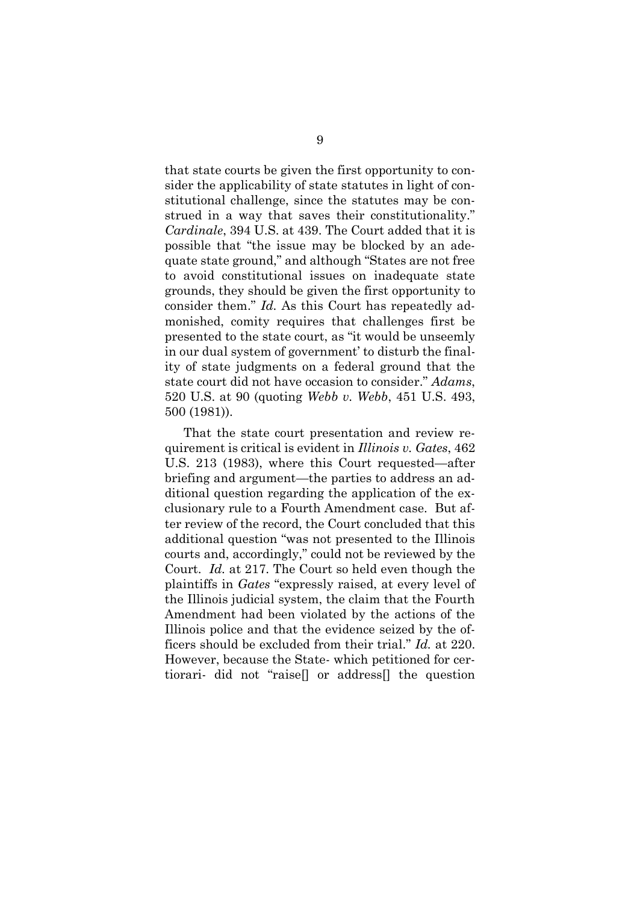that state courts be given the first opportunity to consider the applicability of state statutes in light of constitutional challenge, since the statutes may be construed in a way that saves their constitutionality." *Cardinale*, 394 U.S. at 439. The Court added that it is possible that "the issue may be blocked by an adequate state ground," and although "States are not free to avoid constitutional issues on inadequate state grounds, they should be given the first opportunity to consider them." *Id.* As this Court has repeatedly admonished, comity requires that challenges first be presented to the state court, as "it would be unseemly in our dual system of government' to disturb the finality of state judgments on a federal ground that the state court did not have occasion to consider." *Adams*, 520 U.S. at 90 (quoting *Webb v. Webb*, 451 U.S. 493, 500 (1981)).

That the state court presentation and review requirement is critical is evident in *Illinois v. Gates*, 462 U.S. 213 (1983), where this Court requested—after briefing and argument—the parties to address an additional question regarding the application of the exclusionary rule to a Fourth Amendment case. But after review of the record, the Court concluded that this additional question "was not presented to the Illinois courts and, accordingly," could not be reviewed by the Court. *Id.* at 217. The Court so held even though the plaintiffs in *Gates* "expressly raised, at every level of the Illinois judicial system, the claim that the Fourth Amendment had been violated by the actions of the Illinois police and that the evidence seized by the officers should be excluded from their trial." *Id.* at 220. However, because the State- which petitioned for certiorari- did not "raise[] or address[] the question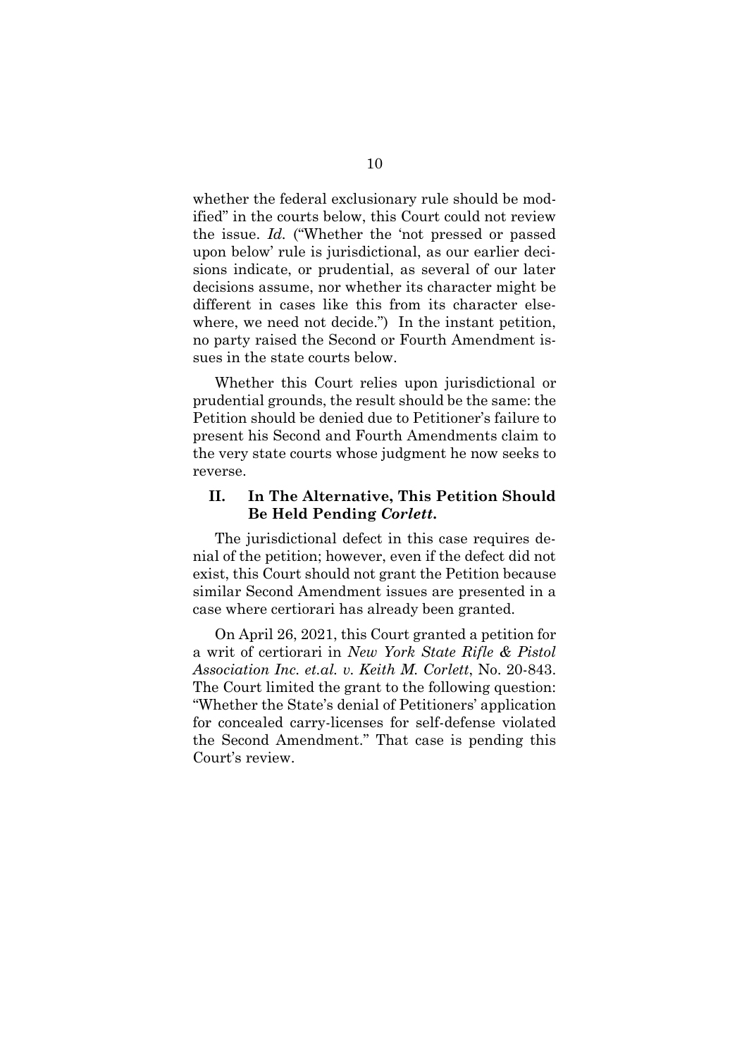whether the federal exclusionary rule should be modified" in the courts below, this Court could not review the issue. *Id.* ("Whether the 'not pressed or passed upon below' rule is jurisdictional, as our earlier decisions indicate, or prudential, as several of our later decisions assume, nor whether its character might be different in cases like this from its character elsewhere, we need not decide.") In the instant petition, no party raised the Second or Fourth Amendment issues in the state courts below.

Whether this Court relies upon jurisdictional or prudential grounds, the result should be the same: the Petition should be denied due to Petitioner's failure to present his Second and Fourth Amendments claim to the very state courts whose judgment he now seeks to reverse.

## II. In The Alternative, This Petition Should Be Held Pending *Corlett*.

The jurisdictional defect in this case requires denial of the petition; however, even if the defect did not exist, this Court should not grant the Petition because similar Second Amendment issues are presented in a case where certiorari has already been granted.

On April 26, 2021, this Court granted a petition for a writ of certiorari in *New York State Rifle & Pistol Association Inc. et.al. v. Keith M. Corlett*, No. 20-843. The Court limited the grant to the following question: "Whether the State's denial of Petitioners' application for concealed carry-licenses for self-defense violated the Second Amendment." That case is pending this Court's review.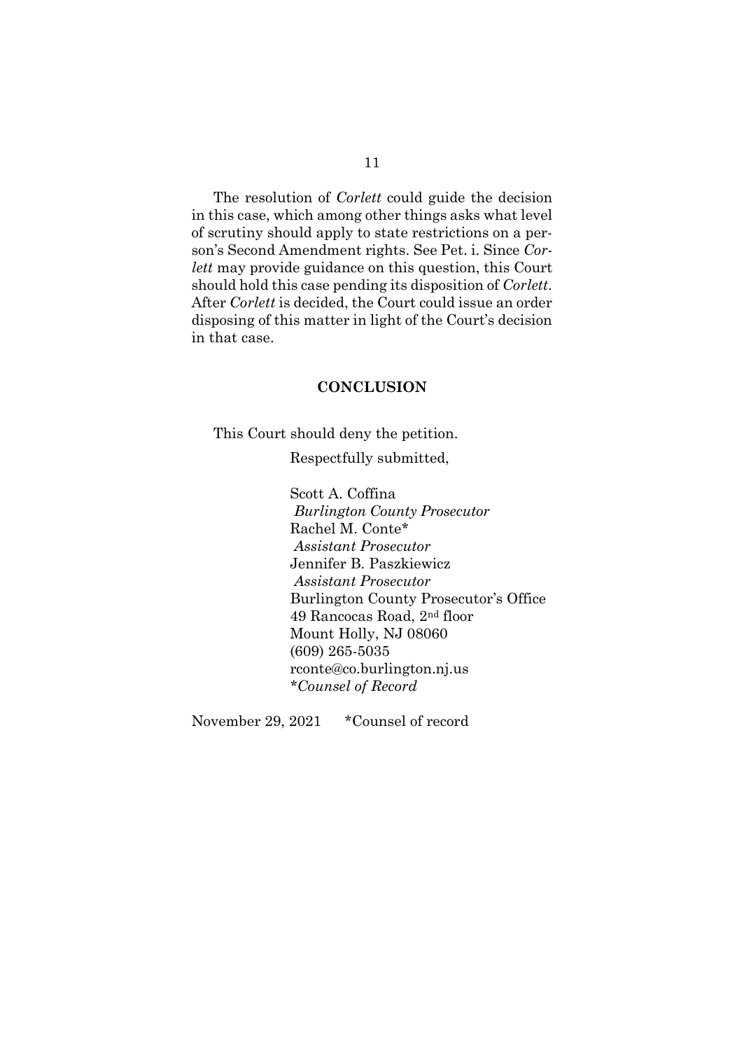The resolution of *Corlett* could guide the decision in this case, which among other things asks what level of scrutiny should apply to state restrictions on a person's Second Amendment rights. See Pet. i. Since *Corlett* may provide guidance on this question, this Court should hold this case pending its disposition of *Corlett*. After *Corlett* is decided, the Court could issue an order disposing of this matter in light of the Court's decision in that case.

## CONCLUSION

This Court should deny the petition.

Respectfully submitted,

Scott A. Coffina
*Burlington County Prosecutor*
Rachel M. Conte*
*Assistant Prosecutor*
Jennifer B. Paszkiewicz
*Assistant Prosecutor*
Burlington County Prosecutor's Office
49 Rancocas Road, 2nd floor
Mount Holly, NJ 08060
(609) 265-5035
rconte@co.burlington.nj.us
**Counsel of Record*

November 29, 2021 *Counsel of record